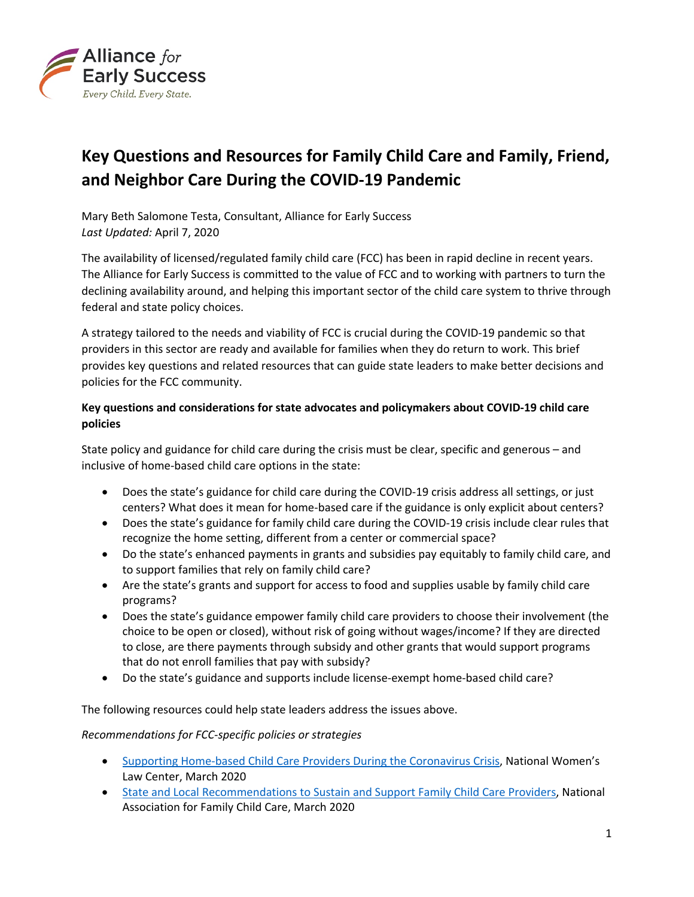Alliance *for* Early Success

*Every Child. Every State.*

# Key Questions and Resources for Family Child Care and Family, Friend, and Neighbor Care During the COVID-19 Pandemic

Mary Beth Salomone Testa, Consultant, Alliance for Early Success
*Last Updated:* April 7, 2020

The availability of licensed/regulated family child care (FCC) has been in rapid decline in recent years. The Alliance for Early Success is committed to the value of FCC and to working with partners to turn the declining availability around, and helping this important sector of the child care system to thrive through federal and state policy choices.

A strategy tailored to the needs and viability of FCC is crucial during the COVID-19 pandemic so that providers in this sector are ready and available for families when they do return to work. This brief provides key questions and related resources that can guide state leaders to make better decisions and policies for the FCC community.

**Key questions and considerations for state advocates and policymakers about COVID-19 child care policies**

State policy and guidance for child care during the crisis must be clear, specific and generous – and inclusive of home-based child care options in the state:

- Does the state's guidance for child care during the COVID-19 crisis address all settings, or just centers? What does it mean for home-based care if the guidance is only explicit about centers?
- Does the state's guidance for family child care during the COVID-19 crisis include clear rules that recognize the home setting, different from a center or commercial space?
- Do the state's enhanced payments in grants and subsidies pay equitably to family child care, and to support families that rely on family child care?
- Are the state's grants and support for access to food and supplies usable by family child care programs?
- Does the state's guidance empower family child care providers to choose their involvement (the choice to be open or closed), without risk of going without wages/income? If they are directed to close, are there payments through subsidy and other grants that would support programs that do not enroll families that pay with subsidy?
- Do the state's guidance and supports include license-exempt home-based child care?

The following resources could help state leaders address the issues above.

*Recommendations for FCC-specific policies or strategies*

- Supporting Home-based Child Care Providers During the Coronavirus Crisis, National Women's Law Center, March 2020
- State and Local Recommendations to Sustain and Support Family Child Care Providers, National Association for Family Child Care, March 2020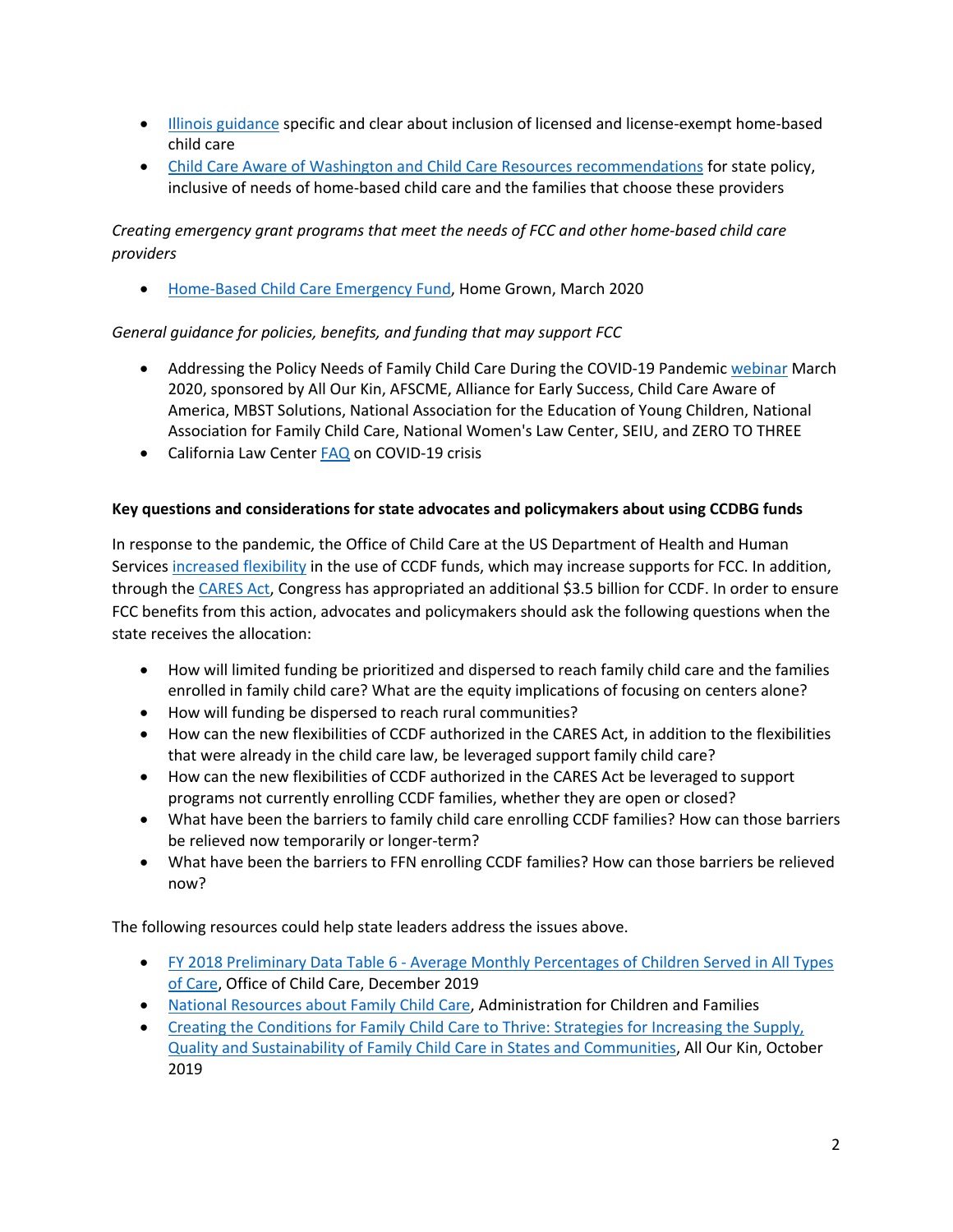- Illinois guidance specific and clear about inclusion of licensed and license-exempt home-based child care
- Child Care Aware of Washington and Child Care Resources recommendations for state policy, inclusive of needs of home-based child care and the families that choose these providers

*Creating emergency grant programs that meet the needs of FCC and other home-based child care providers*

- Home-Based Child Care Emergency Fund, Home Grown, March 2020

*General guidance for policies, benefits, and funding that may support FCC*

- Addressing the Policy Needs of Family Child Care During the COVID-19 Pandemic webinar March 2020, sponsored by All Our Kin, AFSCME, Alliance for Early Success, Child Care Aware of America, MBST Solutions, National Association for the Education of Young Children, National Association for Family Child Care, National Women's Law Center, SEIU, and ZERO TO THREE
- California Law Center FAQ on COVID-19 crisis

**Key questions and considerations for state advocates and policymakers about using CCDBG funds**

In response to the pandemic, the Office of Child Care at the US Department of Health and Human Services increased flexibility in the use of CCDF funds, which may increase supports for FCC. In addition, through the CARES Act, Congress has appropriated an additional $3.5 billion for CCDF. In order to ensure FCC benefits from this action, advocates and policymakers should ask the following questions when the state receives the allocation:

- How will limited funding be prioritized and dispersed to reach family child care and the families enrolled in family child care? What are the equity implications of focusing on centers alone?
- How will funding be dispersed to reach rural communities?
- How can the new flexibilities of CCDF authorized in the CARES Act, in addition to the flexibilities that were already in the child care law, be leveraged support family child care?
- How can the new flexibilities of CCDF authorized in the CARES Act be leveraged to support programs not currently enrolling CCDF families, whether they are open or closed?
- What have been the barriers to family child care enrolling CCDF families? How can those barriers be relieved now temporarily or longer-term?
- What have been the barriers to FFN enrolling CCDF families? How can those barriers be relieved now?

The following resources could help state leaders address the issues above.

- FY 2018 Preliminary Data Table 6 - Average Monthly Percentages of Children Served in All Types of Care, Office of Child Care, December 2019
- National Resources about Family Child Care, Administration for Children and Families
- Creating the Conditions for Family Child Care to Thrive: Strategies for Increasing the Supply, Quality and Sustainability of Family Child Care in States and Communities, All Our Kin, October 2019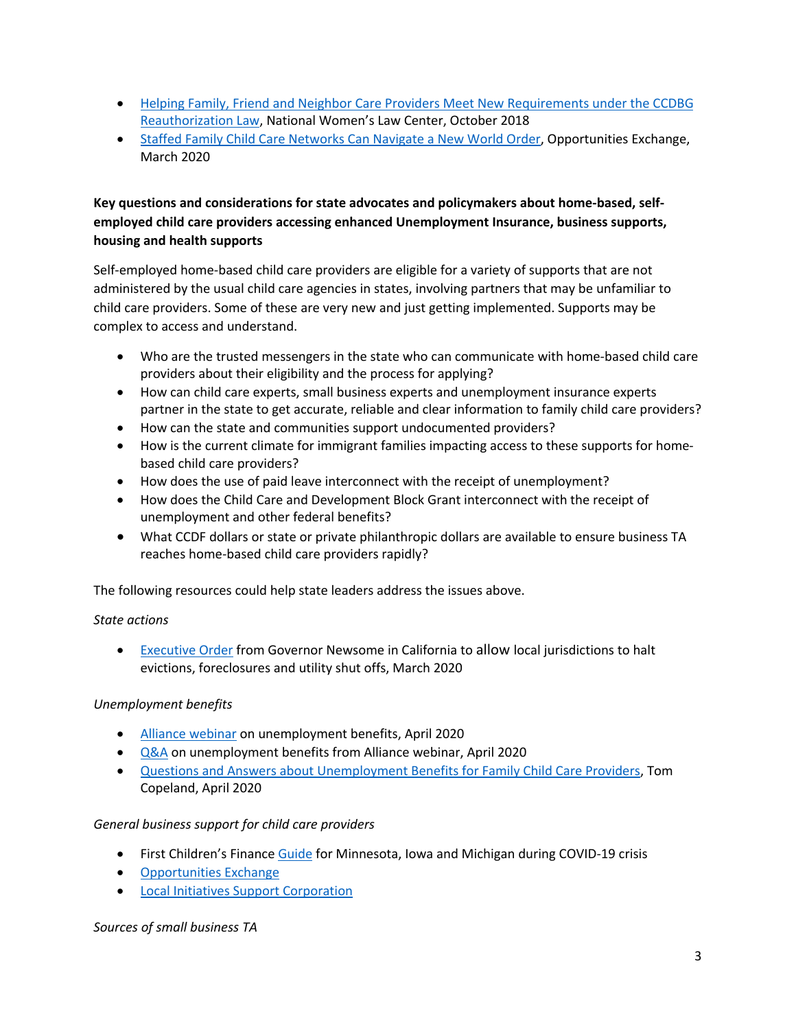- Helping Family, Friend and Neighbor Care Providers Meet New Requirements under the CCDBG Reauthorization Law, National Women's Law Center, October 2018
- Staffed Family Child Care Networks Can Navigate a New World Order, Opportunities Exchange, March 2020

**Key questions and considerations for state advocates and policymakers about home-based, self-employed child care providers accessing enhanced Unemployment Insurance, business supports, housing and health supports**

Self-employed home-based child care providers are eligible for a variety of supports that are not administered by the usual child care agencies in states, involving partners that may be unfamiliar to child care providers. Some of these are very new and just getting implemented. Supports may be complex to access and understand.

- Who are the trusted messengers in the state who can communicate with home-based child care providers about their eligibility and the process for applying?
- How can child care experts, small business experts and unemployment insurance experts partner in the state to get accurate, reliable and clear information to family child care providers?
- How can the state and communities support undocumented providers?
- How is the current climate for immigrant families impacting access to these supports for home-based child care providers?
- How does the use of paid leave interconnect with the receipt of unemployment?
- How does the Child Care and Development Block Grant interconnect with the receipt of unemployment and other federal benefits?
- What CCDF dollars or state or private philanthropic dollars are available to ensure business TA reaches home-based child care providers rapidly?

The following resources could help state leaders address the issues above.

*State actions*

- Executive Order from Governor Newsome in California to allow local jurisdictions to halt evictions, foreclosures and utility shut offs, March 2020

*Unemployment benefits*

- Alliance webinar on unemployment benefits, April 2020
- Q&A on unemployment benefits from Alliance webinar, April 2020
- Questions and Answers about Unemployment Benefits for Family Child Care Providers, Tom Copeland, April 2020

*General business support for child care providers*

- First Children's Finance Guide for Minnesota, Iowa and Michigan during COVID-19 crisis
- Opportunities Exchange
- Local Initiatives Support Corporation

*Sources of small business TA*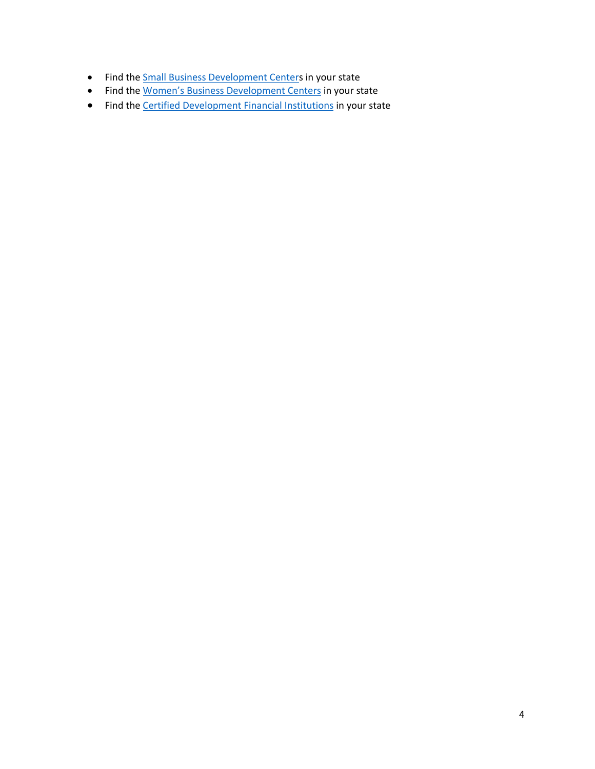- Find the Small Business Development Centers in your state
- Find the Women's Business Development Centers in your state
- Find the Certified Development Financial Institutions in your state